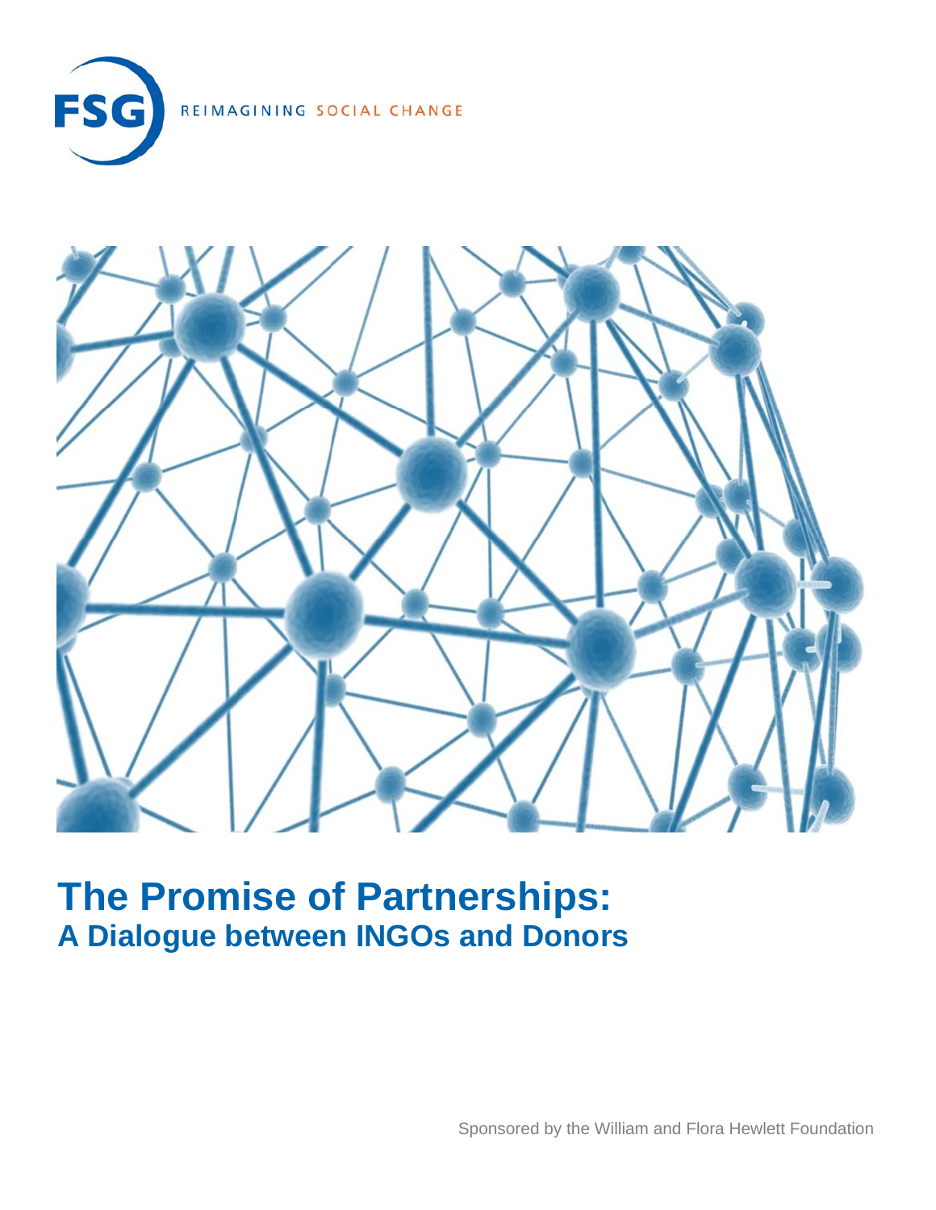FSG REIMAGINING SOCIAL CHANGE

# The Promise of Partnerships:
## A Dialogue between INGOs and Donors

Sponsored by the William and Flora Hewlett Foundation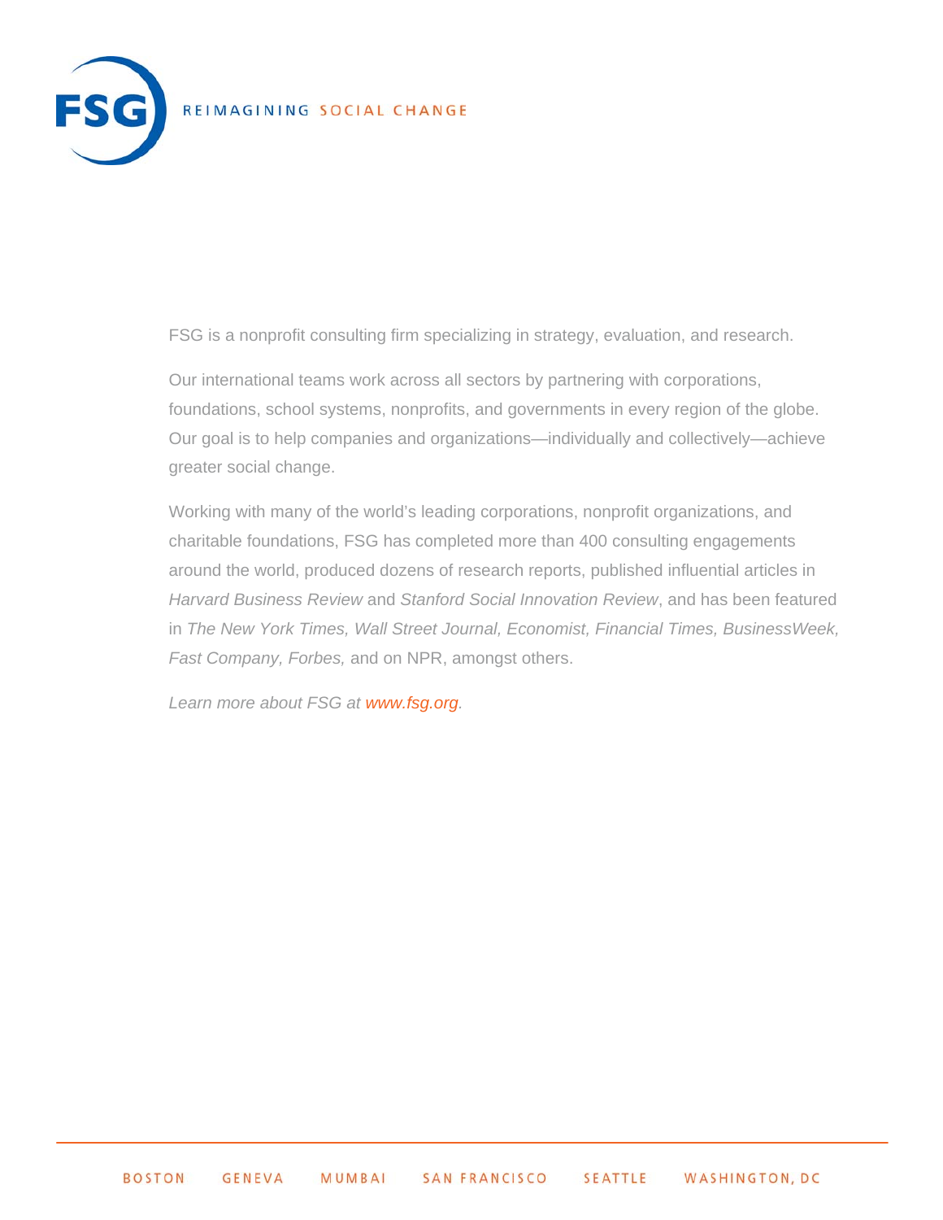FSG REIMAGINING SOCIAL CHANGE

FSG is a nonprofit consulting firm specializing in strategy, evaluation, and research.

Our international teams work across all sectors by partnering with corporations, foundations, school systems, nonprofits, and governments in every region of the globe. Our goal is to help companies and organizations—individually and collectively—achieve greater social change.

Working with many of the world's leading corporations, nonprofit organizations, and charitable foundations, FSG has completed more than 400 consulting engagements around the world, produced dozens of research reports, published influential articles in *Harvard Business Review* and *Stanford Social Innovation Review*, and has been featured in *The New York Times, Wall Street Journal, Economist, Financial Times, BusinessWeek, Fast Company, Forbes,* and on NPR, amongst others.

*Learn more about FSG at www.fsg.org.*

BOSTON GENEVA MUMBAI SAN FRANCISCO SEATTLE WASHINGTON, DC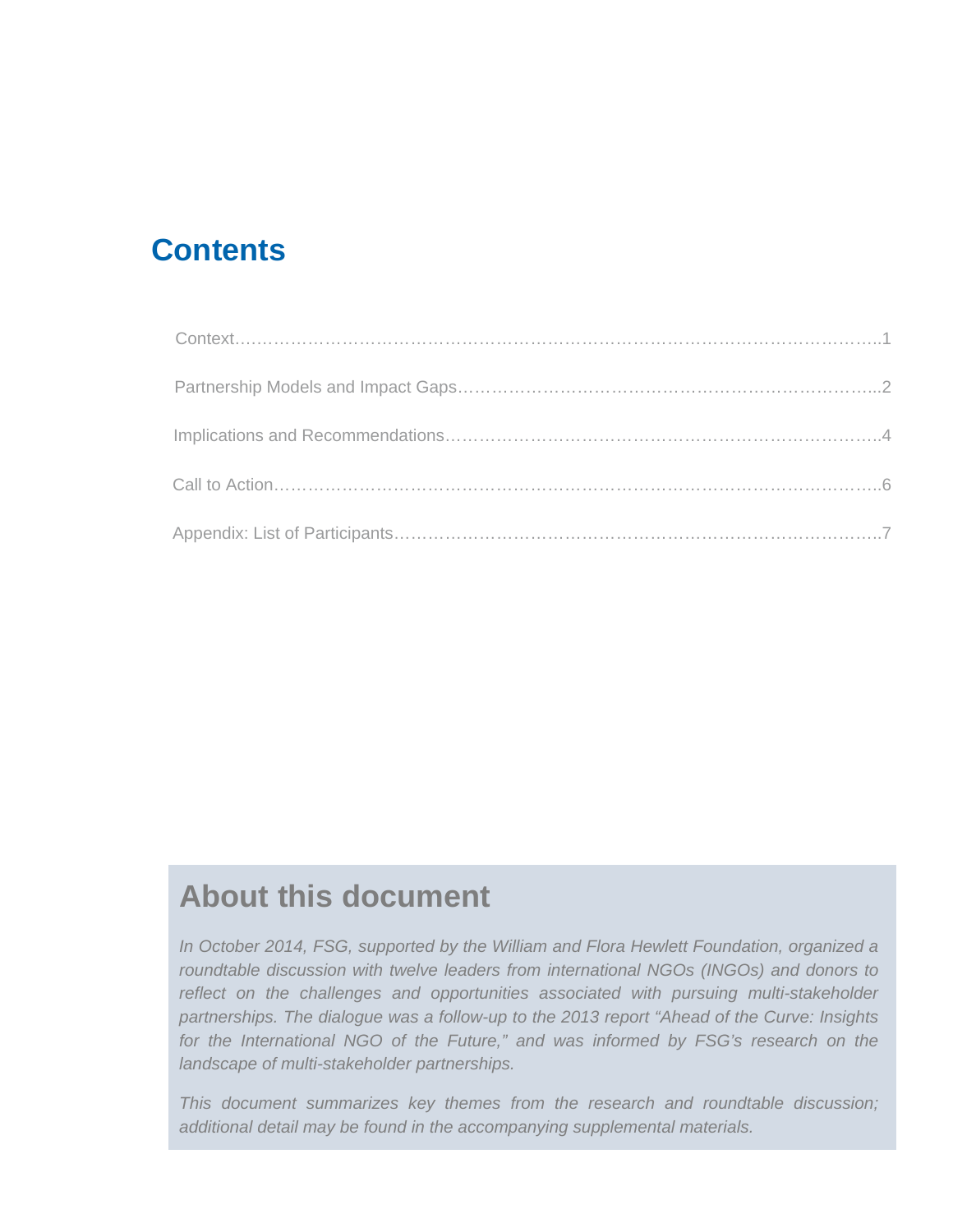# Contents

Context……………………………………………………………………………………………………..1

Partnership Models and Impact Gaps………………………………………………………………...2

Implications and Recommendations…………………………………………………………………..4

Call to Action……………………………………………………………………………………………6

Appendix: List of Participants…………………………………………………………………………..7

## About this document

*In October 2014, FSG, supported by the William and Flora Hewlett Foundation, organized a roundtable discussion with twelve leaders from international NGOs (INGOs) and donors to reflect on the challenges and opportunities associated with pursuing multi-stakeholder partnerships. The dialogue was a follow-up to the 2013 report "Ahead of the Curve: Insights for the International NGO of the Future," and was informed by FSG's research on the landscape of multi-stakeholder partnerships.*

*This document summarizes key themes from the research and roundtable discussion; additional detail may be found in the accompanying supplemental materials.*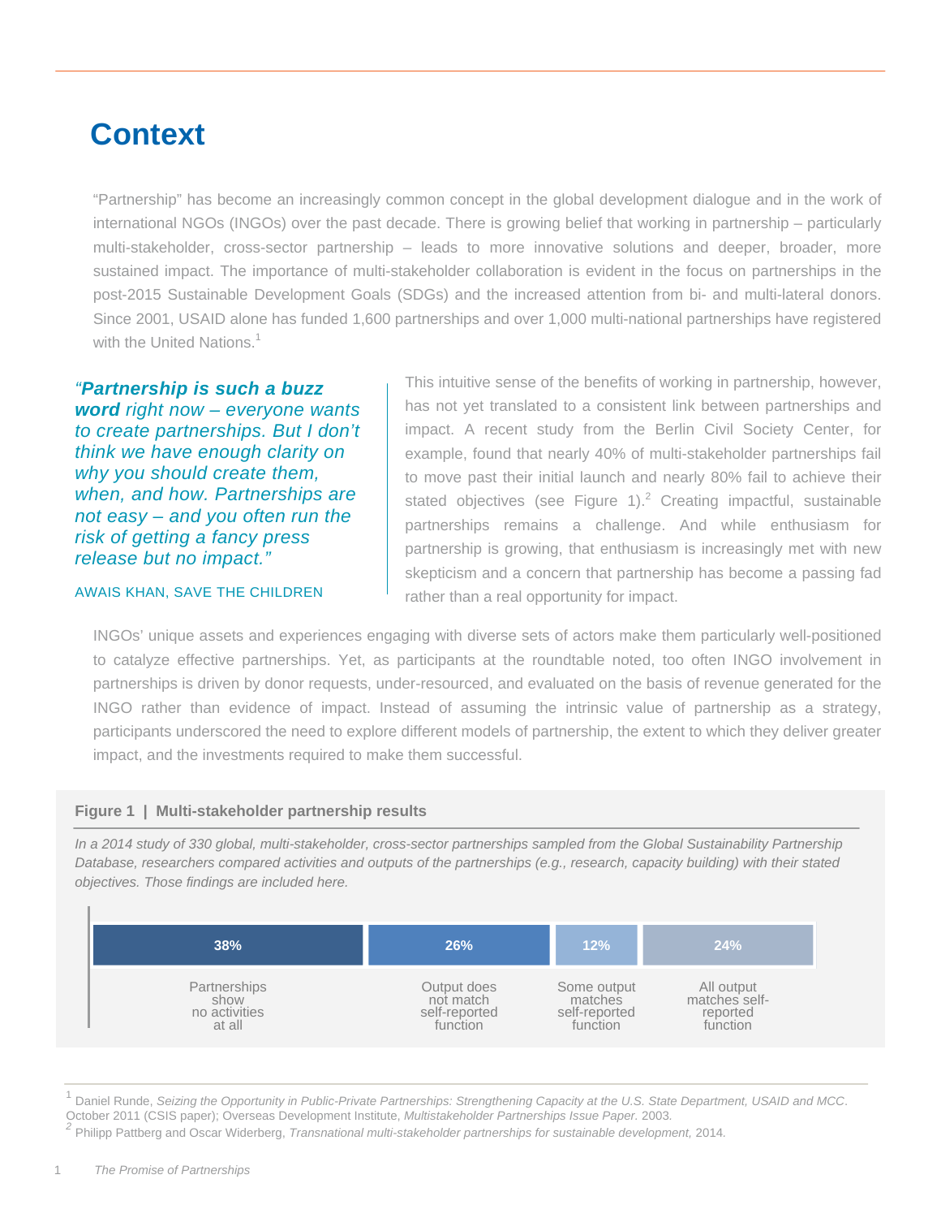# Context

"Partnership" has become an increasingly common concept in the global development dialogue and in the work of international NGOs (INGOs) over the past decade. There is growing belief that working in partnership – particularly multi-stakeholder, cross-sector partnership – leads to more innovative solutions and deeper, broader, more sustained impact. The importance of multi-stakeholder collaboration is evident in the focus on partnerships in the post-2015 Sustainable Development Goals (SDGs) and the increased attention from bi- and multi-lateral donors. Since 2001, USAID alone has funded 1,600 partnerships and over 1,000 multi-national partnerships have registered with the United Nations.[1]

> *"**Partnership is such a buzz word** right now – everyone wants to create partnerships. But I don't think we have enough clarity on why you should create them, when, and how. Partnerships are not easy – and you often run the risk of getting a fancy press release but no impact."*
>
> AWAIS KHAN, SAVE THE CHILDREN

This intuitive sense of the benefits of working in partnership, however, has not yet translated to a consistent link between partnerships and impact. A recent study from the Berlin Civil Society Center, for example, found that nearly 40% of multi-stakeholder partnerships fail to move past their initial launch and nearly 80% fail to achieve their stated objectives (see Figure 1).[2] Creating impactful, sustainable partnerships remains a challenge. And while enthusiasm for partnership is growing, that enthusiasm is increasingly met with new skepticism and a concern that partnership has become a passing fad rather than a real opportunity for impact.

INGOs' unique assets and experiences engaging with diverse sets of actors make them particularly well-positioned to catalyze effective partnerships. Yet, as participants at the roundtable noted, too often INGO involvement in partnerships is driven by donor requests, under-resourced, and evaluated on the basis of revenue generated for the INGO rather than evidence of impact. Instead of assuming the intrinsic value of partnership as a strategy, participants underscored the need to explore different models of partnership, the extent to which they deliver greater impact, and the investments required to make them successful.

**Figure 1 | Multi-stakeholder partnership results**

*In a 2014 study of 330 global, multi-stakeholder, cross-sector partnerships sampled from the Global Sustainability Partnership Database, researchers compared activities and outputs of the partnerships (e.g., research, capacity building) with their stated objectives. Those findings are included here.*

| 38% | 26% | 12% | 24% |
|---|---|---|---|
| Partnerships show no activities at all | Output does not match self-reported function | Some output matches self-reported function | All output matches self-reported function |

[1] Daniel Runde, *Seizing the Opportunity in Public-Private Partnerships: Strengthening Capacity at the U.S. State Department, USAID and MCC*. October 2011 (CSIS paper); Overseas Development Institute, *Multistakeholder Partnerships Issue Paper.* 2003.

[2] Philipp Pattberg and Oscar Widerberg, *Transnational multi-stakeholder partnerships for sustainable development,* 2014.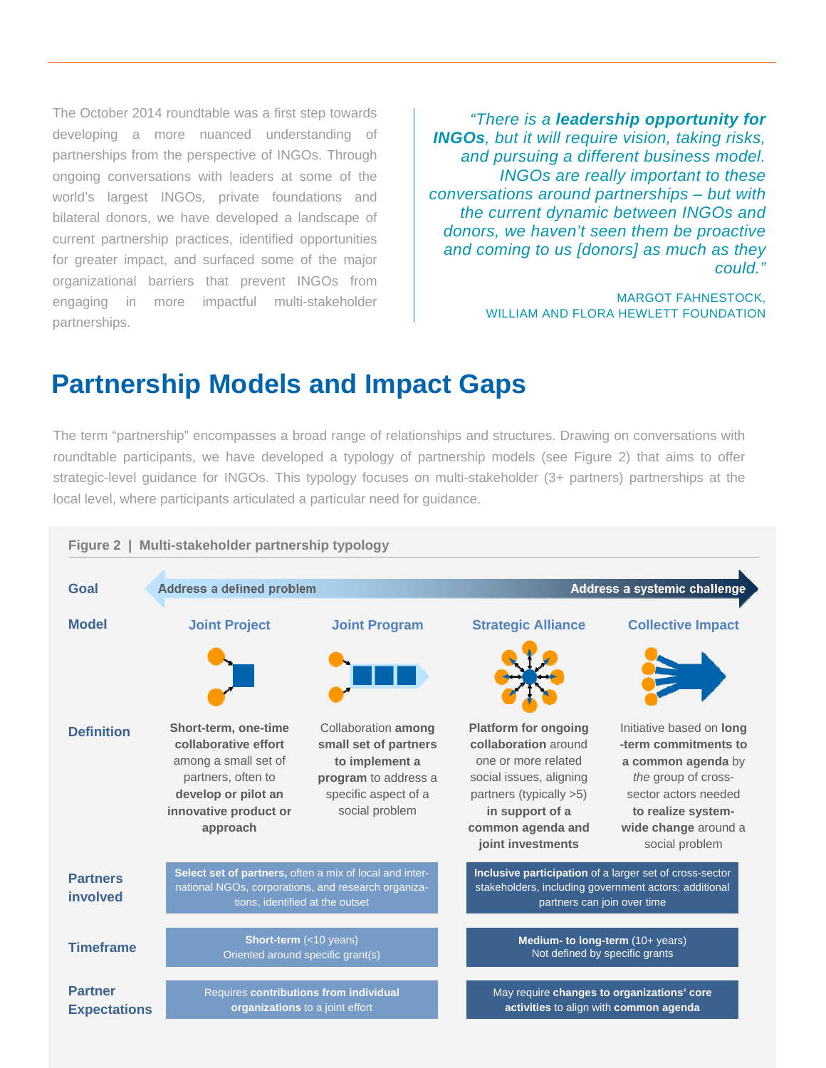The October 2014 roundtable was a first step towards developing a more nuanced understanding of partnerships from the perspective of INGOs. Through ongoing conversations with leaders at some of the world's largest INGOs, private foundations and bilateral donors, we have developed a landscape of current partnership practices, identified opportunities for greater impact, and surfaced some of the major organizational barriers that prevent INGOs from engaging in more impactful multi-stakeholder partnerships.

> *"There is a **leadership opportunity for INGOs**, but it will require vision, taking risks, and pursuing a different business model. INGOs are really important to these conversations around partnerships – but with the current dynamic between INGOs and donors, we haven't seen them be proactive and coming to us [donors] as much as they could."*
>
> MARGOT FAHNESTOCK,
> WILLIAM AND FLORA HEWLETT FOUNDATION

## Partnership Models and Impact Gaps

The term "partnership" encompasses a broad range of relationships and structures. Drawing on conversations with roundtable participants, we have developed a typology of partnership models (see Figure 2) that aims to offer strategic-level guidance for INGOs. This typology focuses on multi-stakeholder (3+ partners) partnerships at the local level, where participants articulated a particular need for guidance.

**Figure 2 | Multi-stakeholder partnership typology**

| | | | | |
|---|---|---|---|---|
| **Goal** | Address a defined problem → | | | → Address a systemic challenge |
| **Model** | Joint Project | Joint Program | Strategic Alliance | Collective Impact |
| **Definition** | **Short-term, one-time collaborative effort** among a small set of partners, often to **develop or pilot an innovative product or approach** | Collaboration **among small set of partners to implement a program** to address a specific aspect of a social problem | **Platform for ongoing collaboration** around one or more related social issues, aligning partners (typically >5) **in support of a common agenda and joint investments** | Initiative based on **long-term commitments to a common agenda** by *the* group of cross-sector actors needed **to realize system-wide change** around a social problem |
| **Partners involved** | **Select set of partners,** often a mix of local and international NGOs, corporations, and research organizations, identified at the outset | | **Inclusive participation** of a larger set of cross-sector stakeholders, including government actors; additional partners can join over time | |
| **Timeframe** | **Short-term** (<10 years) Oriented around specific grant(s) | | **Medium- to long-term** (10+ years) Not defined by specific grants | |
| **Partner Expectations** | Requires **contributions from individual organizations** to a joint effort | | May require **changes to organizations' core activities** to align with **common agenda** | |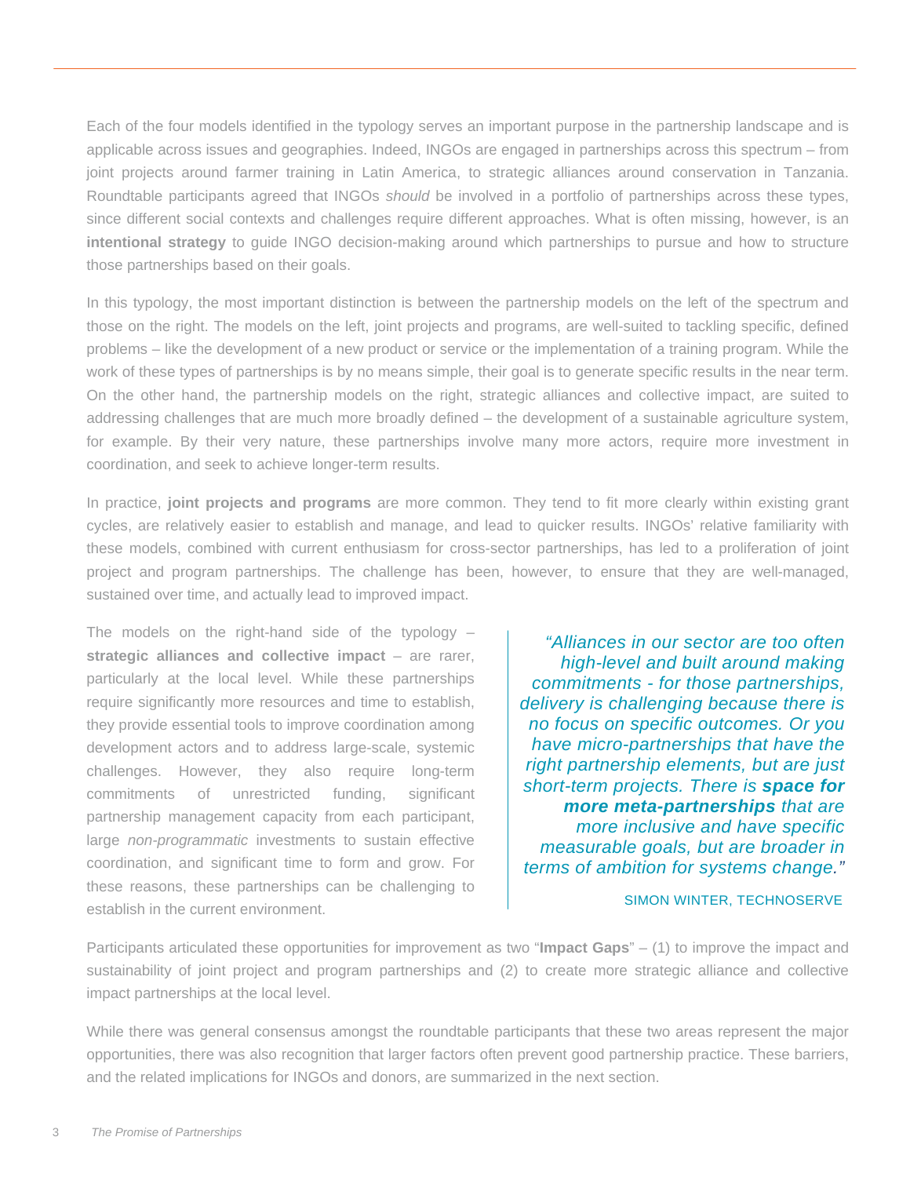Each of the four models identified in the typology serves an important purpose in the partnership landscape and is applicable across issues and geographies. Indeed, INGOs are engaged in partnerships across this spectrum – from joint projects around farmer training in Latin America, to strategic alliances around conservation in Tanzania. Roundtable participants agreed that INGOs *should* be involved in a portfolio of partnerships across these types, since different social contexts and challenges require different approaches. What is often missing, however, is an **intentional strategy** to guide INGO decision-making around which partnerships to pursue and how to structure those partnerships based on their goals.

In this typology, the most important distinction is between the partnership models on the left of the spectrum and those on the right. The models on the left, joint projects and programs, are well-suited to tackling specific, defined problems – like the development of a new product or service or the implementation of a training program. While the work of these types of partnerships is by no means simple, their goal is to generate specific results in the near term. On the other hand, the partnership models on the right, strategic alliances and collective impact, are suited to addressing challenges that are much more broadly defined – the development of a sustainable agriculture system, for example. By their very nature, these partnerships involve many more actors, require more investment in coordination, and seek to achieve longer-term results.

In practice, **joint projects and programs** are more common. They tend to fit more clearly within existing grant cycles, are relatively easier to establish and manage, and lead to quicker results. INGOs' relative familiarity with these models, combined with current enthusiasm for cross-sector partnerships, has led to a proliferation of joint project and program partnerships. The challenge has been, however, to ensure that they are well-managed, sustained over time, and actually lead to improved impact.

The models on the right-hand side of the typology – **strategic alliances and collective impact** – are rarer, particularly at the local level. While these partnerships require significantly more resources and time to establish, they provide essential tools to improve coordination among development actors and to address large-scale, systemic challenges. However, they also require long-term commitments of unrestricted funding, significant partnership management capacity from each participant, large *non-programmatic* investments to sustain effective coordination, and significant time to form and grow. For these reasons, these partnerships can be challenging to establish in the current environment.

> *"Alliances in our sector are too often high-level and built around making commitments - for those partnerships, delivery is challenging because there is no focus on specific outcomes. Or you have micro-partnerships that have the right partnership elements, but are just short-term projects. There is **space for more meta-partnerships** that are more inclusive and have specific measurable goals, but are broader in terms of ambition for systems change."*
>
> SIMON WINTER, TECHNOSERVE

Participants articulated these opportunities for improvement as two "**Impact Gaps**" – (1) to improve the impact and sustainability of joint project and program partnerships and (2) to create more strategic alliance and collective impact partnerships at the local level.

While there was general consensus amongst the roundtable participants that these two areas represent the major opportunities, there was also recognition that larger factors often prevent good partnership practice. These barriers, and the related implications for INGOs and donors, are summarized in the next section.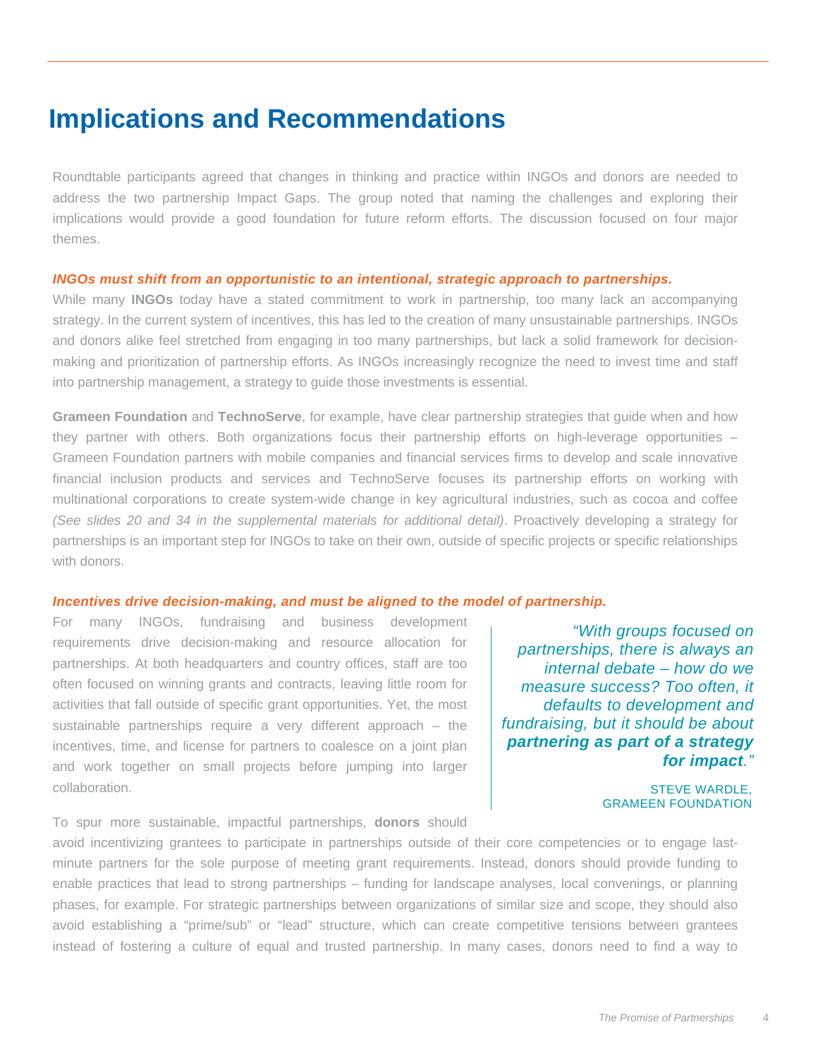# Implications and Recommendations

Roundtable participants agreed that changes in thinking and practice within INGOs and donors are needed to address the two partnership Impact Gaps. The group noted that naming the challenges and exploring their implications would provide a good foundation for future reform efforts. The discussion focused on four major themes.

***INGOs must shift from an opportunistic to an intentional, strategic approach to partnerships.***

While many **INGOs** today have a stated commitment to work in partnership, too many lack an accompanying strategy. In the current system of incentives, this has led to the creation of many unsustainable partnerships. INGOs and donors alike feel stretched from engaging in too many partnerships, but lack a solid framework for decision-making and prioritization of partnership efforts. As INGOs increasingly recognize the need to invest time and staff into partnership management, a strategy to guide those investments is essential.

**Grameen Foundation** and **TechnoServe**, for example, have clear partnership strategies that guide when and how they partner with others. Both organizations focus their partnership efforts on high-leverage opportunities – Grameen Foundation partners with mobile companies and financial services firms to develop and scale innovative financial inclusion products and services and TechnoServe focuses its partnership efforts on working with multinational corporations to create system-wide change in key agricultural industries, such as cocoa and coffee *(See slides 20 and 34 in the supplemental materials for additional detail)*. Proactively developing a strategy for partnerships is an important step for INGOs to take on their own, outside of specific projects or specific relationships with donors.

***Incentives drive decision-making, and must be aligned to the model of partnership.***

For many INGOs, fundraising and business development requirements drive decision-making and resource allocation for partnerships. At both headquarters and country offices, staff are too often focused on winning grants and contracts, leaving little room for activities that fall outside of specific grant opportunities. Yet, the most sustainable partnerships require a very different approach – the incentives, time, and license for partners to coalesce on a joint plan and work together on small projects before jumping into larger collaboration.

> *"With groups focused on partnerships, there is always an internal debate – how do we measure success? Too often, it defaults to development and fundraising, but it should be about* ***partnering as part of a strategy for impact****."*
>
> STEVE WARDLE, GRAMEEN FOUNDATION

To spur more sustainable, impactful partnerships, **donors** should avoid incentivizing grantees to participate in partnerships outside of their core competencies or to engage last-minute partners for the sole purpose of meeting grant requirements. Instead, donors should provide funding to enable practices that lead to strong partnerships – funding for landscape analyses, local convenings, or planning phases, for example. For strategic partnerships between organizations of similar size and scope, they should also avoid establishing a "prime/sub" or "lead" structure, which can create competitive tensions between grantees instead of fostering a culture of equal and trusted partnership. In many cases, donors need to find a way to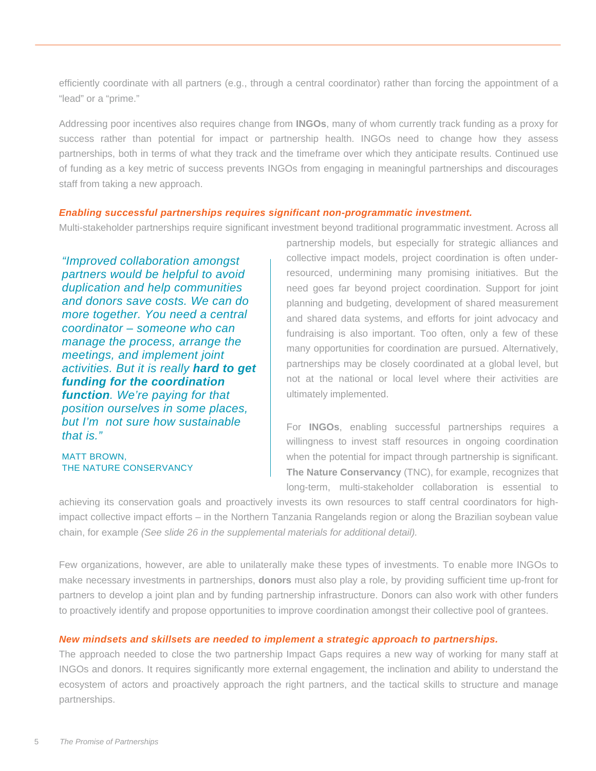efficiently coordinate with all partners (e.g., through a central coordinator) rather than forcing the appointment of a "lead" or a "prime."

Addressing poor incentives also requires change from **INGOs**, many of whom currently track funding as a proxy for success rather than potential for impact or partnership health. INGOs need to change how they assess partnerships, both in terms of what they track and the timeframe over which they anticipate results. Continued use of funding as a key metric of success prevents INGOs from engaging in meaningful partnerships and discourages staff from taking a new approach.

***Enabling successful partnerships requires significant non-programmatic investment.***

Multi-stakeholder partnerships require significant investment beyond traditional programmatic investment. Across all partnership models, but especially for strategic alliances and collective impact models, project coordination is often under-resourced, undermining many promising initiatives. But the need goes far beyond project coordination. Support for joint planning and budgeting, development of shared measurement and shared data systems, and efforts for joint advocacy and fundraising is also important. Too often, only a few of these many opportunities for coordination are pursued. Alternatively, partnerships may be closely coordinated at a global level, but not at the national or local level where their activities are ultimately implemented.

> *"Improved collaboration amongst partners would be helpful to avoid duplication and help communities and donors save costs. We can do more together. You need a central coordinator – someone who can manage the process, arrange the meetings, and implement joint activities. But it is really* ***hard to get funding for the coordination function****. We're paying for that position ourselves in some places, but I'm not sure how sustainable that is."*
>
> MATT BROWN,
> THE NATURE CONSERVANCY

For **INGOs**, enabling successful partnerships requires a willingness to invest staff resources in ongoing coordination when the potential for impact through partnership is significant. **The Nature Conservancy** (TNC), for example, recognizes that long-term, multi-stakeholder collaboration is essential to achieving its conservation goals and proactively invests its own resources to staff central coordinators for high-impact collective impact efforts – in the Northern Tanzania Rangelands region or along the Brazilian soybean value chain, for example *(See slide 26 in the supplemental materials for additional detail).*

Few organizations, however, are able to unilaterally make these types of investments. To enable more INGOs to make necessary investments in partnerships, **donors** must also play a role, by providing sufficient time up-front for partners to develop a joint plan and by funding partnership infrastructure. Donors can also work with other funders to proactively identify and propose opportunities to improve coordination amongst their collective pool of grantees.

***New mindsets and skillsets are needed to implement a strategic approach to partnerships.***

The approach needed to close the two partnership Impact Gaps requires a new way of working for many staff at INGOs and donors. It requires significantly more external engagement, the inclination and ability to understand the ecosystem of actors and proactively approach the right partners, and the tactical skills to structure and manage partnerships.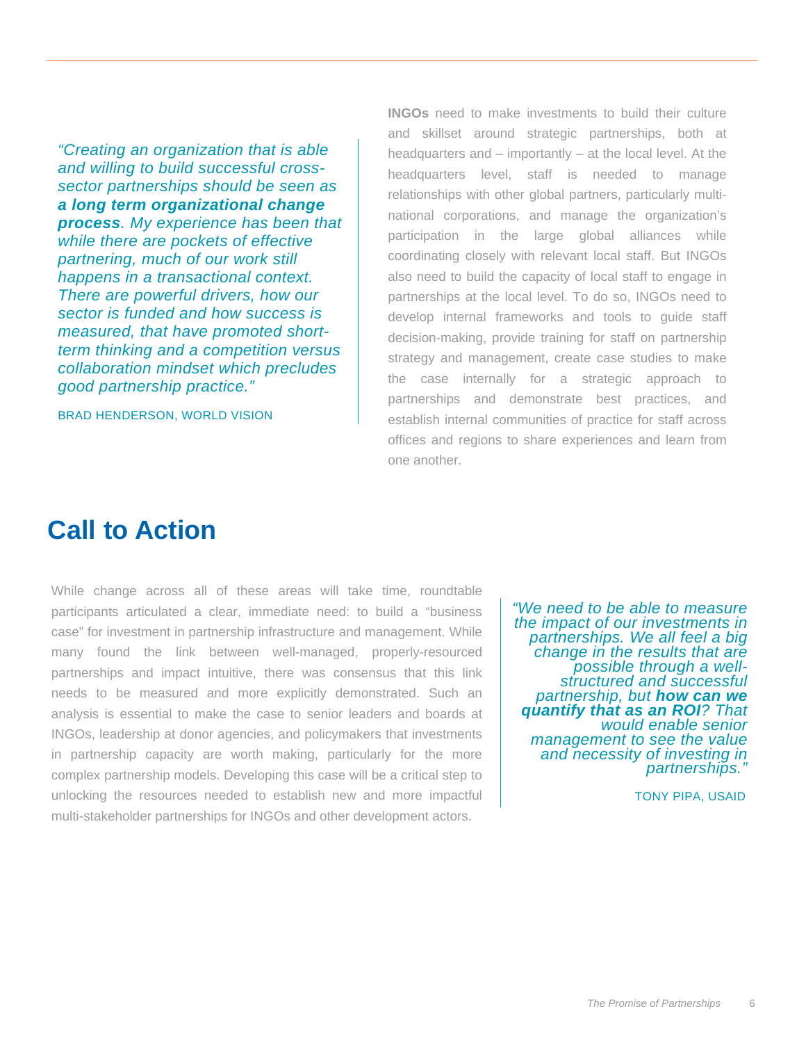> *"Creating an organization that is able and willing to build successful cross-sector partnerships should be seen as **a long term organizational change process**. My experience has been that while there are pockets of effective partnering, much of our work still happens in a transactional context. There are powerful drivers, how our sector is funded and how success is measured, that have promoted short-term thinking and a competition versus collaboration mindset which precludes good partnership practice."*
>
> BRAD HENDERSON, WORLD VISION

**INGOs** need to make investments to build their culture and skillset around strategic partnerships, both at headquarters and – importantly – at the local level. At the headquarters level, staff is needed to manage relationships with other global partners, particularly multi-national corporations, and manage the organization's participation in the large global alliances while coordinating closely with relevant local staff. But INGOs also need to build the capacity of local staff to engage in partnerships at the local level. To do so, INGOs need to develop internal frameworks and tools to guide staff decision-making, provide training for staff on partnership strategy and management, create case studies to make the case internally for a strategic approach to partnerships and demonstrate best practices, and establish internal communities of practice for staff across offices and regions to share experiences and learn from one another.

# Call to Action

While change across all of these areas will take time, roundtable participants articulated a clear, immediate need: to build a "business case" for investment in partnership infrastructure and management. While many found the link between well-managed, properly-resourced partnerships and impact intuitive, there was consensus that this link needs to be measured and more explicitly demonstrated. Such an analysis is essential to make the case to senior leaders and boards at INGOs, leadership at donor agencies, and policymakers that investments in partnership capacity are worth making, particularly for the more complex partnership models. Developing this case will be a critical step to unlocking the resources needed to establish new and more impactful multi-stakeholder partnerships for INGOs and other development actors.

> *"We need to be able to measure the impact of our investments in partnerships. We all feel a big change in the results that are possible through a well-structured and successful partnership, but **how can we quantify that as an ROI**? That would enable senior management to see the value and necessity of investing in partnerships."*
>
> TONY PIPA, USAID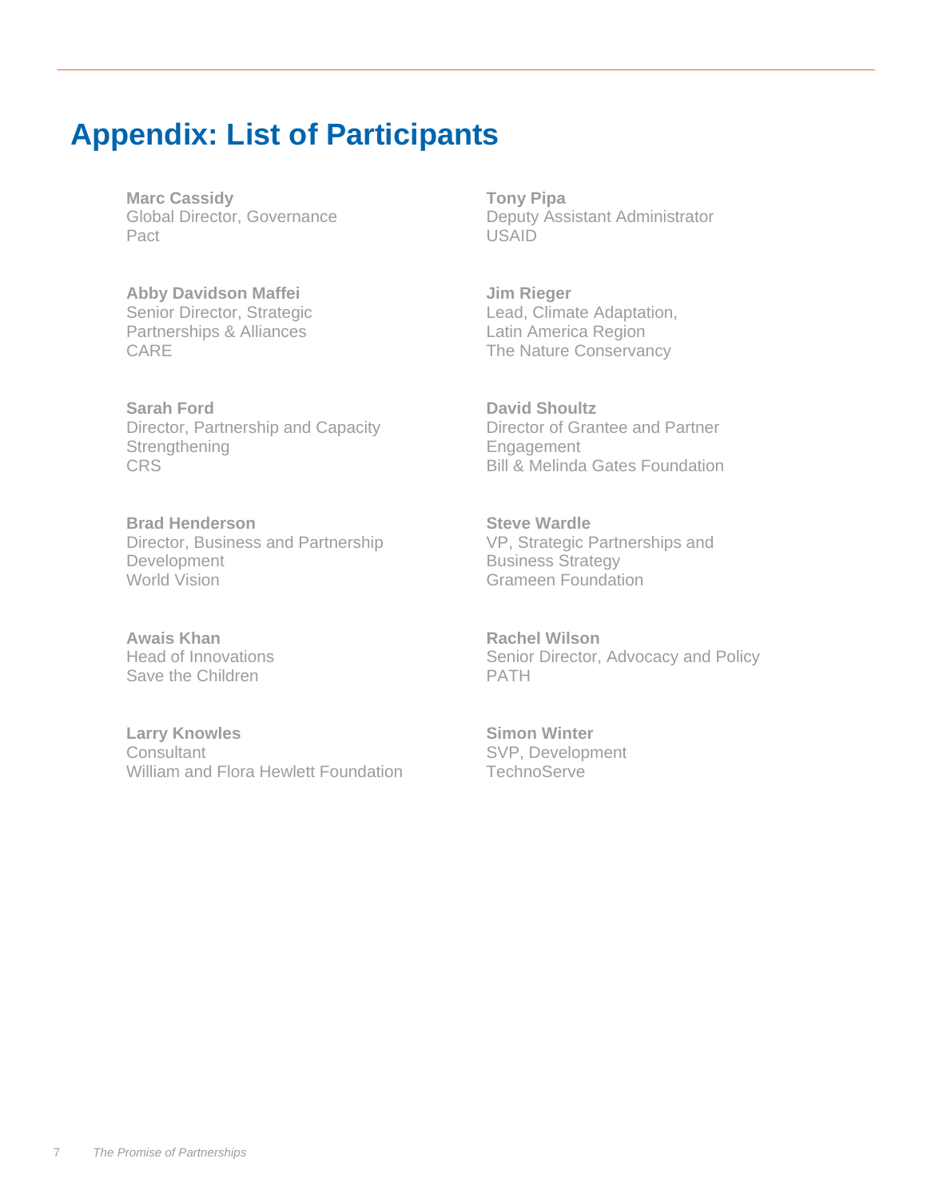# Appendix: List of Participants

**Marc Cassidy**
Global Director, Governance
Pact

**Abby Davidson Maffei**
Senior Director, Strategic Partnerships & Alliances
CARE

**Sarah Ford**
Director, Partnership and Capacity Strengthening
CRS

**Brad Henderson**
Director, Business and Partnership Development
World Vision

**Awais Khan**
Head of Innovations
Save the Children

**Larry Knowles**
Consultant
William and Flora Hewlett Foundation

**Tony Pipa**
Deputy Assistant Administrator
USAID

**Jim Rieger**
Lead, Climate Adaptation, Latin America Region
The Nature Conservancy

**David Shoultz**
Director of Grantee and Partner Engagement
Bill & Melinda Gates Foundation

**Steve Wardle**
VP, Strategic Partnerships and Business Strategy
Grameen Foundation

**Rachel Wilson**
Senior Director, Advocacy and Policy
PATH

**Simon Winter**
SVP, Development
TechnoServe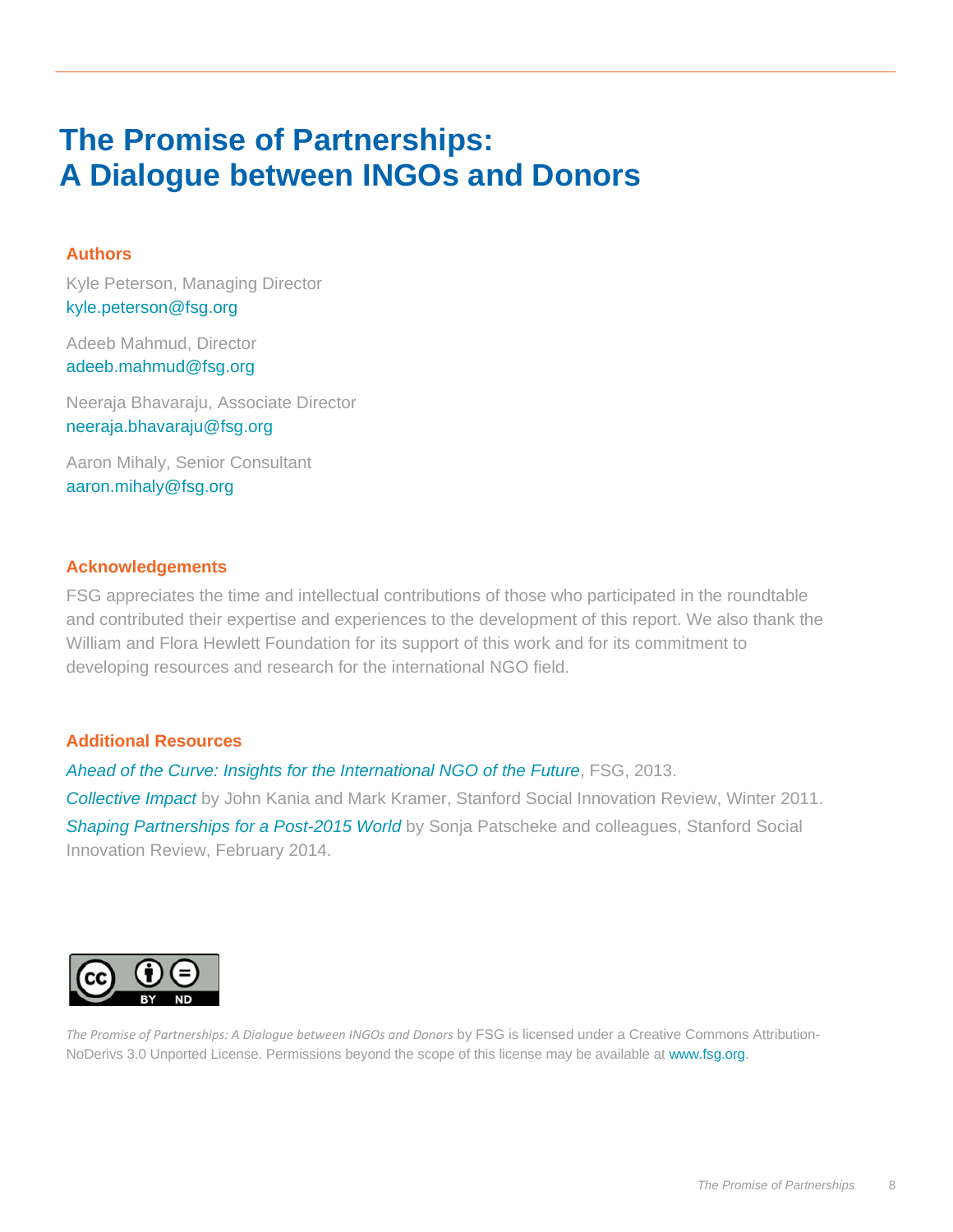# The Promise of Partnerships: A Dialogue between INGOs and Donors

### Authors

Kyle Peterson, Managing Director
kyle.peterson@fsg.org

Adeeb Mahmud, Director
adeeb.mahmud@fsg.org

Neeraja Bhavaraju, Associate Director
neeraja.bhavaraju@fsg.org

Aaron Mihaly, Senior Consultant
aaron.mihaly@fsg.org

### Acknowledgements

FSG appreciates the time and intellectual contributions of those who participated in the roundtable and contributed their expertise and experiences to the development of this report. We also thank the William and Flora Hewlett Foundation for its support of this work and for its commitment to developing resources and research for the international NGO field.

### Additional Resources

*Ahead of the Curve: Insights for the International NGO of the Future*, FSG, 2013.

*Collective Impact* by John Kania and Mark Kramer, Stanford Social Innovation Review, Winter 2011.

*Shaping Partnerships for a Post-2015 World* by Sonja Patscheke and colleagues, Stanford Social Innovation Review, February 2014.

*The Promise of Partnerships: A Dialogue between INGOs and Donors* by FSG is licensed under a Creative Commons Attribution-NoDerivs 3.0 Unported License. Permissions beyond the scope of this license may be available at www.fsg.org.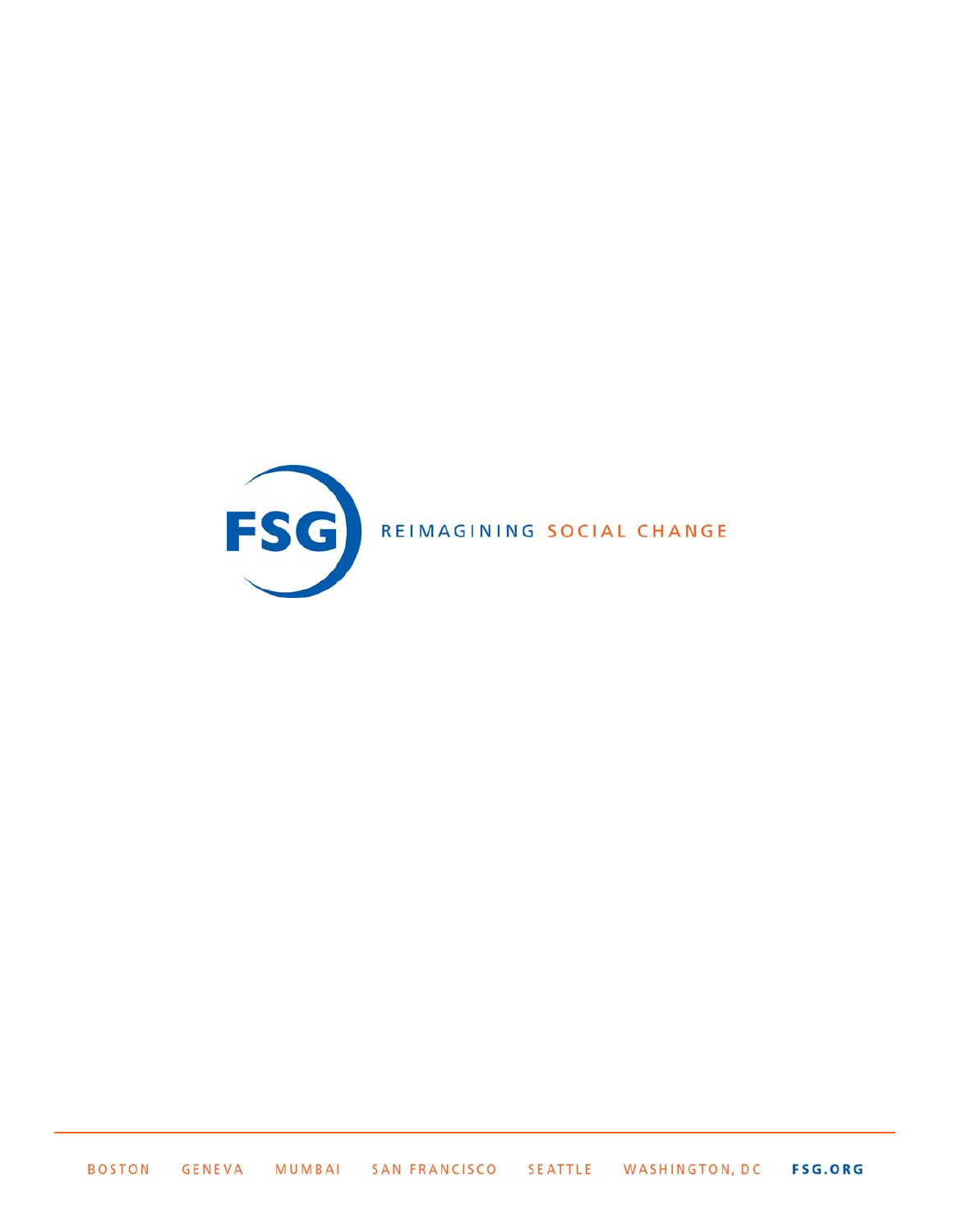FSG

REIMAGINING SOCIAL CHANGE

BOSTON GENEVA MUMBAI SAN FRANCISCO SEATTLE WASHINGTON, DC **FSG.ORG**